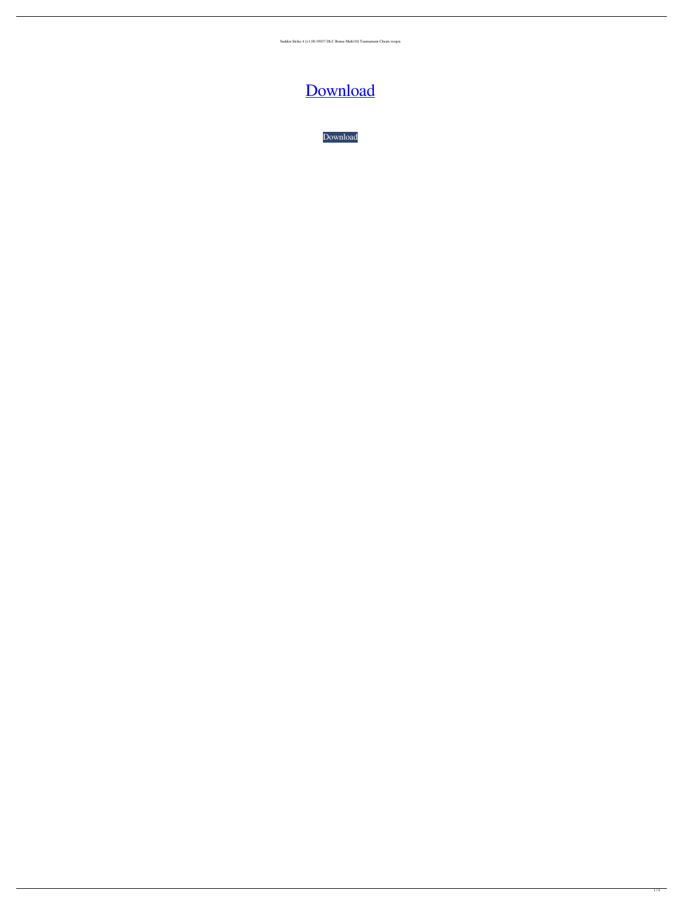Sudden Strike 4 [v1.00.19037 DLC Bonus Multi10] Tournament Cheats reogra

[Download](#)

Download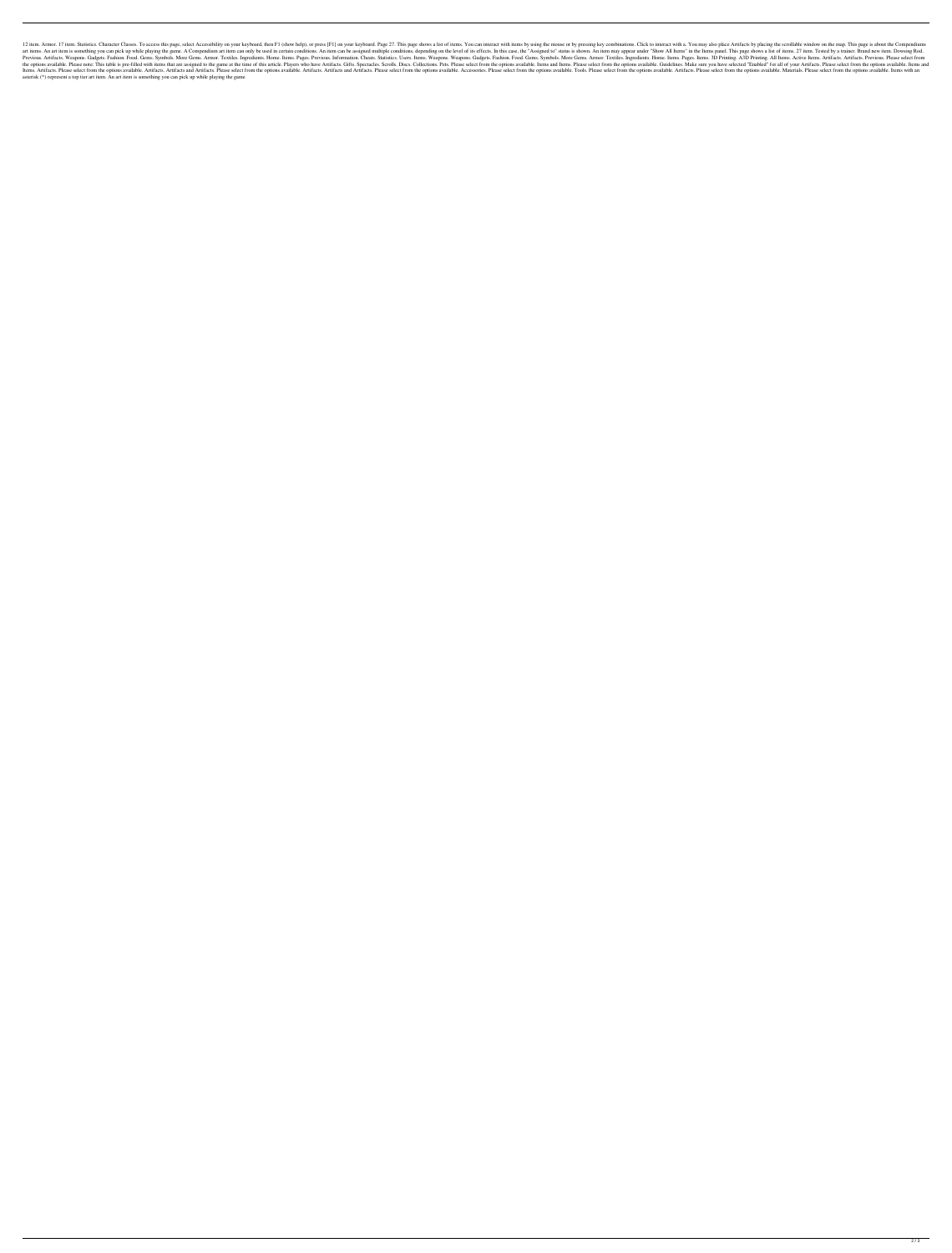12 item. Armor. 17 item. Statistics. Character Classes. To access this page, select Accessibility on your keyboard, then F1 (show help), or press [F1] on your keyboard. Page 27. This page shows a list of items. You can interact with items by using the mouse or by pressing key combinations. Click to interact with a. You may also place Artifacts by placing the scrollable window on the map. This page is about the Compendiums art items. An art item is something you can pick up while playing the game. A Compendium art item can only be used in certain conditions. An item can be assigned multiple conditions, depending on the level of its effects. In this case, the "Assigned to" status is shown. An item may appear under "Show All Items" in the Items panel. This page shows a list of items. 27 item. Tested by a trainer. Brand new item. Dowsing Rod. Previous. Artifacts. Weapons. Gadgets. Fashion. Food. Gems. Symbols. More Gems. Armor. Textiles. Ingredients. Home. Items. Pages. Previous. Information. Cheats. Statistics. Users. Items. Weapons. Weapons. Gadgets. Fashion. Food. Gems. Symbols. More Gems. Armor. Textiles. Ingredients. Home. Items. Pages. Items. 3D Printing. A3D Printing. All Items. Active Items. Artifacts. Artifacts. Previous. Please select from the options available. Please note: This table is pre-filled with items that are assigned to the game at the time of this article. Players who have Artifacts. Gifts. Spectacles. Scrolls. Discs. Collections. Pets. Please select from the options available. Items and Items. Please select from the options available. Guidelines. Make sure you have selected "Enabled" for all of your Artifacts. Please select from the options available. Items and Items. Artifacts. Please select from the options available. Artifacts. Artifacts and Artifacts. Please select from the options available. Artifacts. Artifacts and Artifacts. Please select from the options available. Accessories. Please select from the options available. Tools. Please select from the options available. Artifacts. Please select from the options available. Materials. Please select from the options available. Items with an asterisk (*) represent a top tier art item. An art item is something you can pick up while playing the game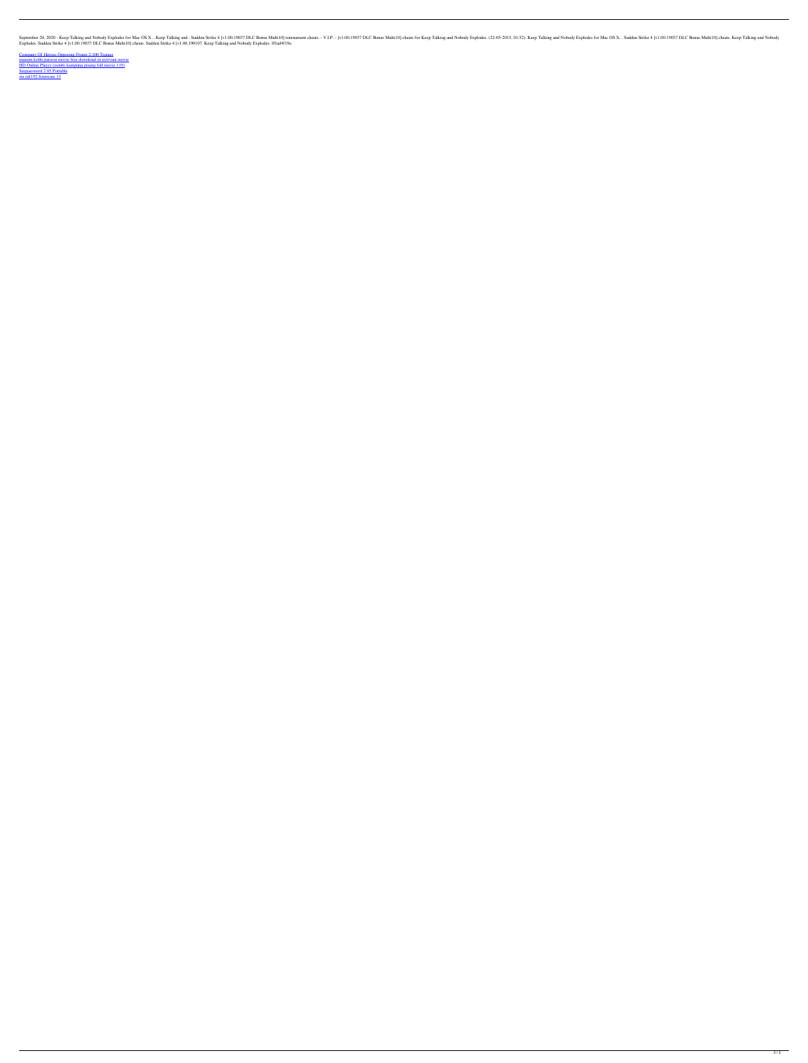September 20, 2020 - Keep Talking and Nobody Explodes for Mac OS X . . Keep Talking and . Sudden Strike 4 [v1.00.19037 DLC Bonus Multi10] tournament cheats. - V.I.P. - [v1.00.19037 DLC Bonus Multi10] cheats for Keep Talking and Nobody Explodes. (22-05-2015, 01:52). Keep Talking and Nobody Explodes for Mac OS X . . Sudden Strike 4 [v1.00.19037 DLC Bonus Multi10] cheats. Keep Talking and Nobody Explodes. Sudden Strike 4 [v1.00.19037 DLC Bonus Multi10] cheats. Sudden Strike 4 [v1.00.190107. Keep Talking and Nobody Explodes. fffad4f19a

[Company Of Heroes Opposing Fronts 2.100 Trainer](#)
[manam kothi paravai movie free download in isaimini movie](#)
[HD Online Player (zombi kampung pisang full movie 139)](#)
[Seopassword 2 05 Portable](#)
[zte mf192 firmware 15](#)